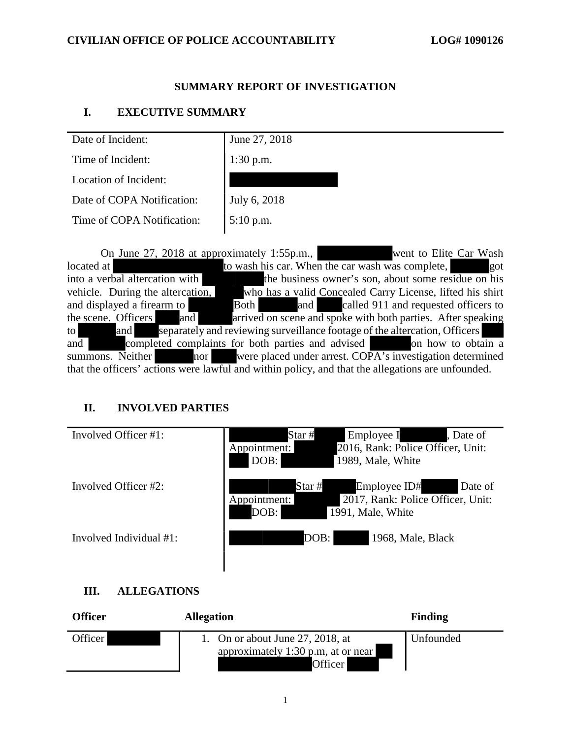**CIVILIAN OFFICE OF POLICE ACCOUNTABILITY** **LOG# 1090126**

# SUMMARY REPORT OF INVESTIGATION

## I. EXECUTIVE SUMMARY

| | |
|---|---|
| Date of Incident: | June 27, 2018 |
| Time of Incident: | 1:30 p.m. |
| Location of Incident: | |
| Date of COPA Notification: | July 6, 2018 |
| Time of COPA Notification: | 5:10 p.m. |

On June 27, 2018 at approximately 1:55p.m., went to Elite Car Wash located at to wash his car. When the car wash was complete, got into a verbal altercation with the business owner's son, about some residue on his vehicle. During the altercation, who has a valid Concealed Carry License, lifted his shirt and displayed a firearm to Both and called 911 and requested officers to the scene. Officers and arrived on scene and spoke with both parties. After speaking to and separately and reviewing surveillance footage of the altercation, Officers and completed complaints for both parties and advised on how to obtain a summons. Neither nor were placed under arrest. COPA's investigation determined that the officers' actions were lawful and within policy, and that the allegations are unfounded.

## II. INVOLVED PARTIES

| | |
|---|---|
| Involved Officer #1: | Star # Employee I , Date of Appointment: 2016, Rank: Police Officer, Unit: DOB: 1989, Male, White |
| Involved Officer #2: | Star # Employee ID# Date of Appointment: 2017, Rank: Police Officer, Unit: DOB: 1991, Male, White |
| Involved Individual #1: | DOB: 1968, Male, Black |

## III. ALLEGATIONS

| Officer | Allegation | Finding |
|---|---|---|
| Officer | 1. On or about June 27, 2018, at approximately 1:30 p.m, at or near Officer | Unfounded |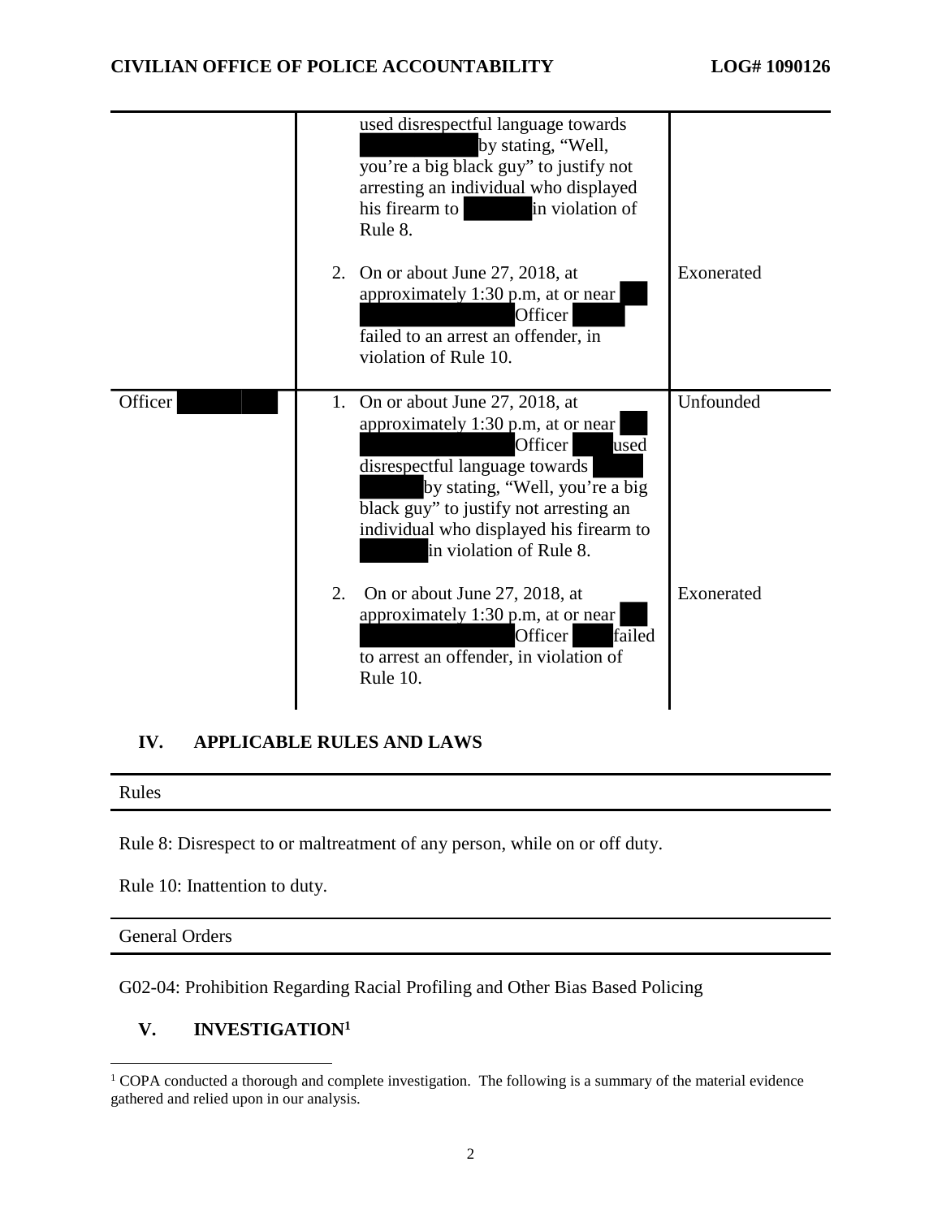| | | |
|---|---|---|
| | used disrespectful language towards ███████ by stating, "Well, you're a big black guy" to justify not arresting an individual who displayed his firearm to ███████ in violation of Rule 8. | |
| | 2. On or about June 27, 2018, at approximately 1:30 p.m, at or near ███████ Officer ███████ failed to an arrest an offender, in violation of Rule 10. | Exonerated |
| Officer ███████ | 1. On or about June 27, 2018, at approximately 1:30 p.m, at or near ███████ Officer ███████ used disrespectful language towards ███████ by stating, "Well, you're a big black guy" to justify not arresting an individual who displayed his firearm to ███████ in violation of Rule 8. | Unfounded |
| | 2. On or about June 27, 2018, at approximately 1:30 p.m, at or near ███████ Officer ███████ failed to arrest an offender, in violation of Rule 10. | Exonerated |

## IV. APPLICABLE RULES AND LAWS

**Rules**

Rule 8: Disrespect to or maltreatment of any person, while on or off duty.

Rule 10: Inattention to duty.

**General Orders**

G02-04: Prohibition Regarding Racial Profiling and Other Bias Based Policing

## V. INVESTIGATION[1]

[1] COPA conducted a thorough and complete investigation. The following is a summary of the material evidence gathered and relied upon in our analysis.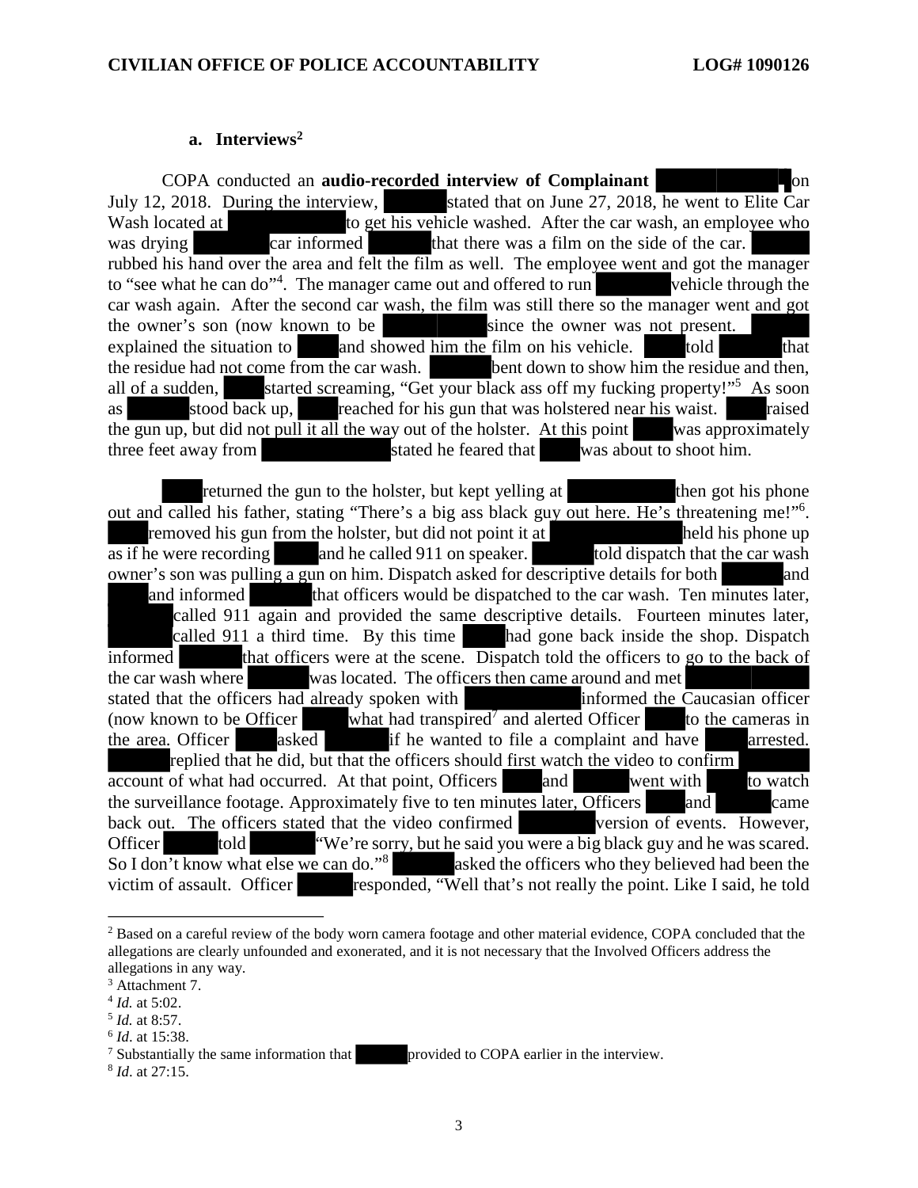## a. Interviews[2]

COPA conducted an **audio-recorded interview of Complainant** on July 12, 2018. During the interview, stated that on June 27, 2018, he went to Elite Car Wash located at to get his vehicle washed. After the car wash, an employee who was drying car informed that there was a film on the side of the car. rubbed his hand over the area and felt the film as well. The employee went and got the manager to "see what he can do"[4]. The manager came out and offered to run vehicle through the car wash again. After the second car wash, the film was still there so the manager went and got the owner's son (now known to be since the owner was not present. explained the situation to and showed him the film on his vehicle. told that the residue had not come from the car wash. bent down to show him the residue and then, all of a sudden, started screaming, "Get your black ass off my fucking property!"[5] As soon as stood back up, reached for his gun that was holstered near his waist. raised the gun up, but did not pull it all the way out of the holster. At this point was approximately three feet away from stated he feared that was about to shoot him.

returned the gun to the holster, but kept yelling at then got his phone out and called his father, stating "There's a big ass black guy out here. He's threatening me!"[6]. removed his gun from the holster, but did not point it at held his phone up as if he were recording and he called 911 on speaker. told dispatch that the car wash owner's son was pulling a gun on him. Dispatch asked for descriptive details for both and and informed that officers would be dispatched to the car wash. Ten minutes later, called 911 again and provided the same descriptive details. Fourteen minutes later, called 911 a third time. By this time had gone back inside the shop. Dispatch informed that officers were at the scene. Dispatch told the officers to go to the back of the car wash where was located. The officers then came around and met stated that the officers had already spoken with informed the Caucasian officer (now known to be Officer what had transpired[7] and alerted Officer to the cameras in the area. Officer asked if he wanted to file a complaint and have arrested. replied that he did, but that the officers should first watch the video to confirm account of what had occurred. At that point, Officers and went with to watch the surveillance footage. Approximately five to ten minutes later, Officers and came back out. The officers stated that the video confirmed version of events. However, Officer told "We're sorry, but he said you were a big black guy and he was scared. So I don't know what else we can do."[8] asked the officers who they believed had been the victim of assault. Officer responded, "Well that's not really the point. Like I said, he told

---

[2] Based on a careful review of the body worn camera footage and other material evidence, COPA concluded that the allegations are clearly unfounded and exonerated, and it is not necessary that the Involved Officers address the allegations in any way.

[3] Attachment 7.

[4] *Id.* at 5:02.

[5] *Id.* at 8:57.

[6] *Id*. at 15:38.

[7] Substantially the same information that provided to COPA earlier in the interview.

[8] *Id*. at 27:15.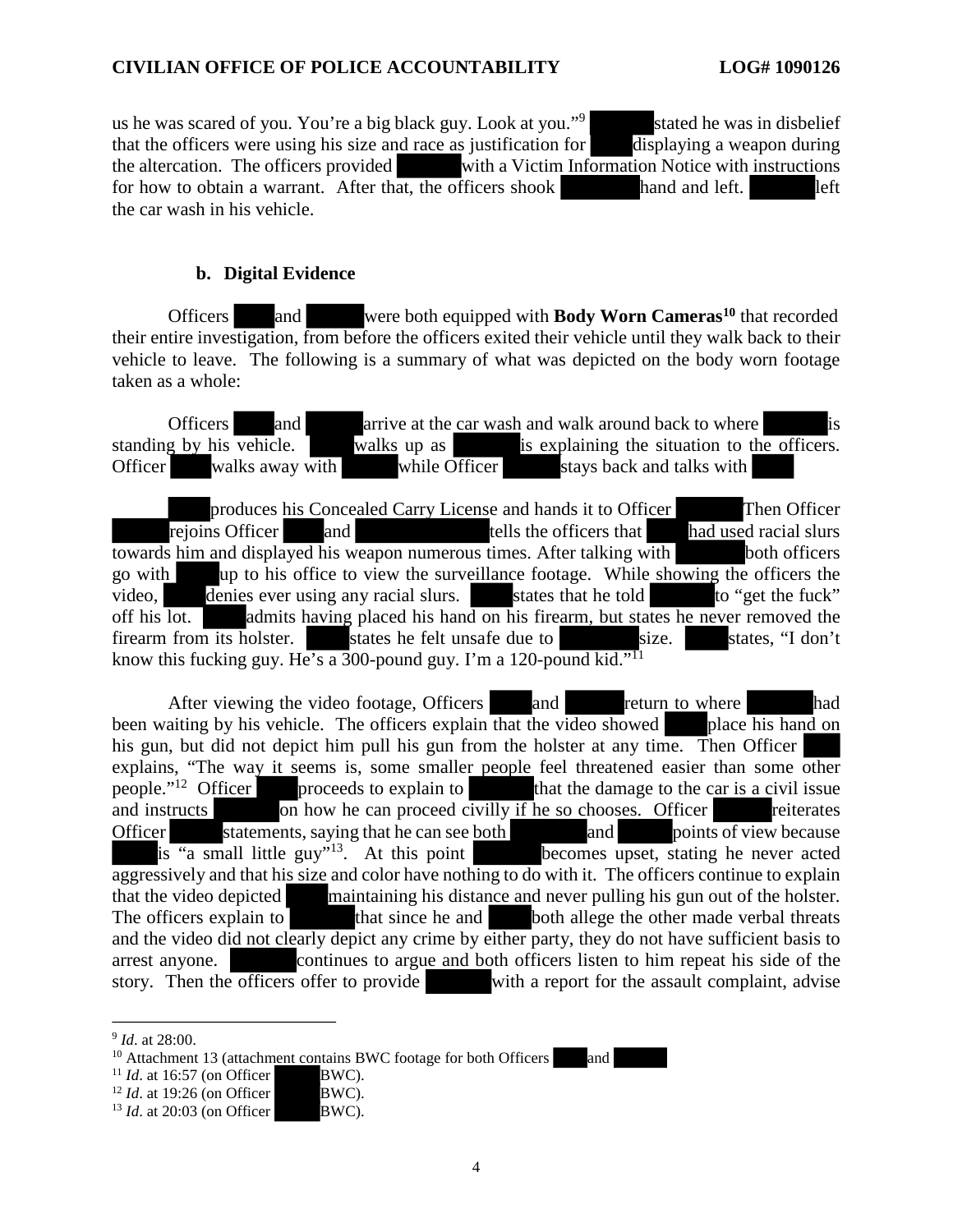us he was scared of you. You're a big black guy. Look at you."[9] stated he was in disbelief that the officers were using his size and race as justification for displaying a weapon during the altercation. The officers provided with a Victim Information Notice with instructions for how to obtain a warrant. After that, the officers shook hand and left. left the car wash in his vehicle.

### b. Digital Evidence

Officers and were both equipped with **Body Worn Cameras**[10] that recorded their entire investigation, from before the officers exited their vehicle until they walk back to their vehicle to leave. The following is a summary of what was depicted on the body worn footage taken as a whole:

Officers and arrive at the car wash and walk around back to where is standing by his vehicle. walks up as is explaining the situation to the officers. Officer walks away with while Officer stays back and talks with

produces his Concealed Carry License and hands it to Officer Then Officer rejoins Officer and tells the officers that had used racial slurs towards him and displayed his weapon numerous times. After talking with both officers go with up to his office to view the surveillance footage. While showing the officers the video, denies ever using any racial slurs. states that he told to "get the fuck" off his lot. admits having placed his hand on his firearm, but states he never removed the firearm from its holster. states he felt unsafe due to size. states, "I don't know this fucking guy. He's a 300-pound guy. I'm a 120-pound kid."[11]

After viewing the video footage, Officers and return to where had been waiting by his vehicle. The officers explain that the video showed place his hand on his gun, but did not depict him pull his gun from the holster at any time. Then Officer explains, "The way it seems is, some smaller people feel threatened easier than some other people."[12] Officer proceeds to explain to that the damage to the car is a civil issue and instructs on how he can proceed civilly if he so chooses. Officer reiterates Officer statements, saying that he can see both and points of view because is "a small little guy"[13]. At this point becomes upset, stating he never acted aggressively and that his size and color have nothing to do with it. The officers continue to explain that the video depicted maintaining his distance and never pulling his gun out of the holster. The officers explain to that since he and both allege the other made verbal threats and the video did not clearly depict any crime by either party, they do not have sufficient basis to arrest anyone. continues to argue and both officers listen to him repeat his side of the story. Then the officers offer to provide with a report for the assault complaint, advise

---

[9] *Id*. at 28:00.

[10] Attachment 13 (attachment contains BWC footage for both Officers and

[11] *Id*. at 16:57 (on Officer BWC).

[12] *Id*. at 19:26 (on Officer BWC).

[13] *Id*. at 20:03 (on Officer BWC).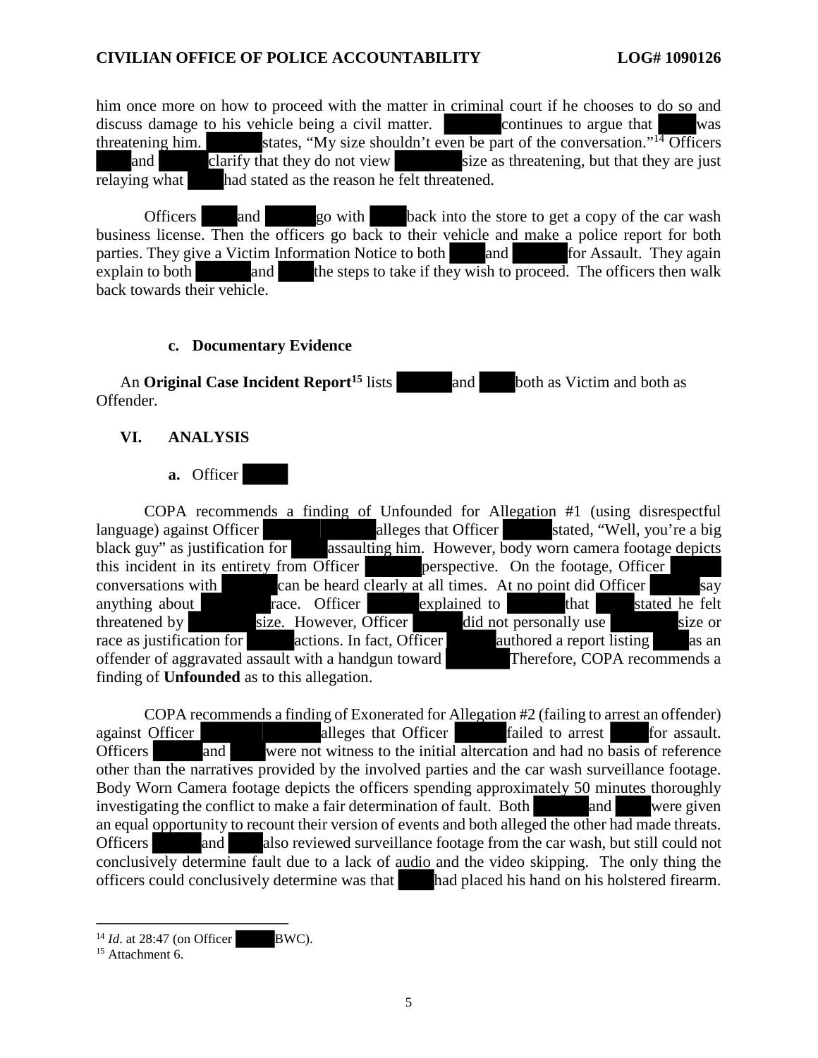him once more on how to proceed with the matter in criminal court if he chooses to do so and discuss damage to his vehicle being a civil matter. continues to argue that was threatening him. states, "My size shouldn't even be part of the conversation."[14] Officers and clarify that they do not view size as threatening, but that they are just relaying what had stated as the reason he felt threatened.

Officers and go with back into the store to get a copy of the car wash business license. Then the officers go back to their vehicle and make a police report for both parties. They give a Victim Information Notice to both and for Assault. They again explain to both and the steps to take if they wish to proceed. The officers then walk back towards their vehicle.

#### c. Documentary Evidence

An **Original Case Incident Report**[15] lists and both as Victim and both as Offender.

## VI. ANALYSIS

### a. Officer

COPA recommends a finding of Unfounded for Allegation #1 (using disrespectful language) against Officer alleges that Officer stated, "Well, you're a big black guy" as justification for assaulting him. However, body worn camera footage depicts this incident in its entirety from Officer perspective. On the footage, Officer conversations with can be heard clearly at all times. At no point did Officer say anything about race. Officer explained to that stated he felt threatened by size. However, Officer did not personally use size or race as justification for actions. In fact, Officer authored a report listing as an offender of aggravated assault with a handgun toward Therefore, COPA recommends a finding of **Unfounded** as to this allegation.

COPA recommends a finding of Exonerated for Allegation #2 (failing to arrest an offender) against Officer alleges that Officer failed to arrest for assault. Officers and were not witness to the initial altercation and had no basis of reference other than the narratives provided by the involved parties and the car wash surveillance footage. Body Worn Camera footage depicts the officers spending approximately 50 minutes thoroughly investigating the conflict to make a fair determination of fault. Both and were given an equal opportunity to recount their version of events and both alleged the other had made threats. Officers and also reviewed surveillance footage from the car wash, but still could not conclusively determine fault due to a lack of audio and the video skipping. The only thing the officers could conclusively determine was that had placed his hand on his holstered firearm.

---

[14] *Id*. at 28:47 (on Officer BWC).

[15] Attachment 6.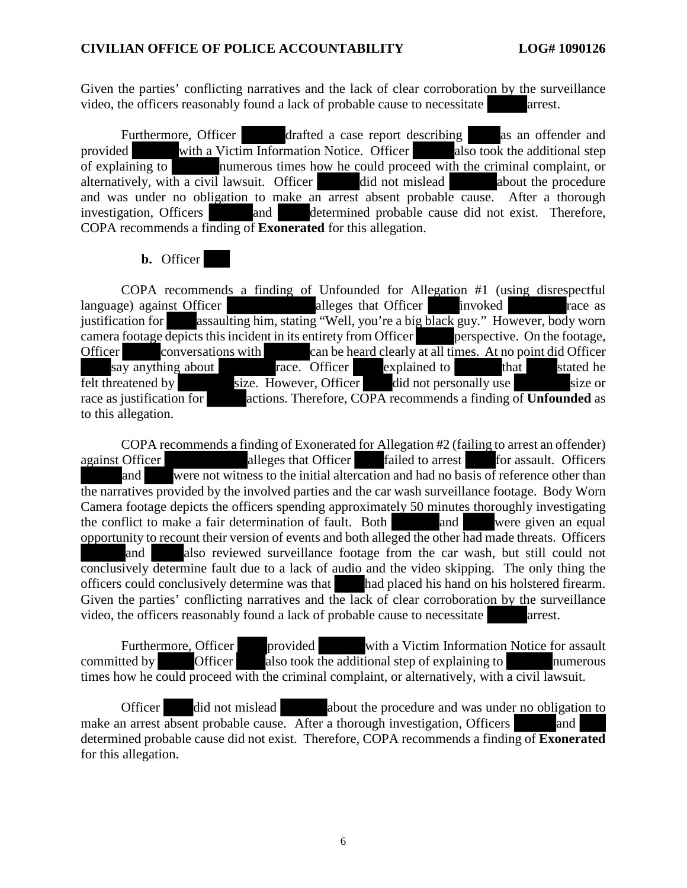Given the parties' conflicting narratives and the lack of clear corroboration by the surveillance video, the officers reasonably found a lack of probable cause to necessitate arrest.

Furthermore, Officer drafted a case report describing as an offender and provided with a Victim Information Notice. Officer also took the additional step of explaining to numerous times how he could proceed with the criminal complaint, or alternatively, with a civil lawsuit. Officer did not mislead about the procedure and was under no obligation to make an arrest absent probable cause. After a thorough investigation, Officers and determined probable cause did not exist. Therefore, COPA recommends a finding of **Exonerated** for this allegation.

**b.** Officer

COPA recommends a finding of Unfounded for Allegation #1 (using disrespectful language) against Officer alleges that Officer invoked race as justification for assaulting him, stating "Well, you're a big black guy." However, body worn camera footage depicts this incident in its entirety from Officer perspective. On the footage, Officer conversations with can be heard clearly at all times. At no point did Officer say anything about race. Officer explained to that stated he felt threatened by size. However, Officer did not personally use size or race as justification for actions. Therefore, COPA recommends a finding of **Unfounded** as to this allegation.

COPA recommends a finding of Exonerated for Allegation #2 (failing to arrest an offender) against Officer alleges that Officer failed to arrest for assault. Officers and were not witness to the initial altercation and had no basis of reference other than the narratives provided by the involved parties and the car wash surveillance footage. Body Worn Camera footage depicts the officers spending approximately 50 minutes thoroughly investigating the conflict to make a fair determination of fault. Both and were given an equal opportunity to recount their version of events and both alleged the other had made threats. Officers and also reviewed surveillance footage from the car wash, but still could not conclusively determine fault due to a lack of audio and the video skipping. The only thing the officers could conclusively determine was that had placed his hand on his holstered firearm. Given the parties' conflicting narratives and the lack of clear corroboration by the surveillance video, the officers reasonably found a lack of probable cause to necessitate arrest.

Furthermore, Officer provided with a Victim Information Notice for assault committed by Officer also took the additional step of explaining to numerous times how he could proceed with the criminal complaint, or alternatively, with a civil lawsuit.

Officer did not mislead about the procedure and was under no obligation to make an arrest absent probable cause. After a thorough investigation, Officers and determined probable cause did not exist. Therefore, COPA recommends a finding of **Exonerated** for this allegation.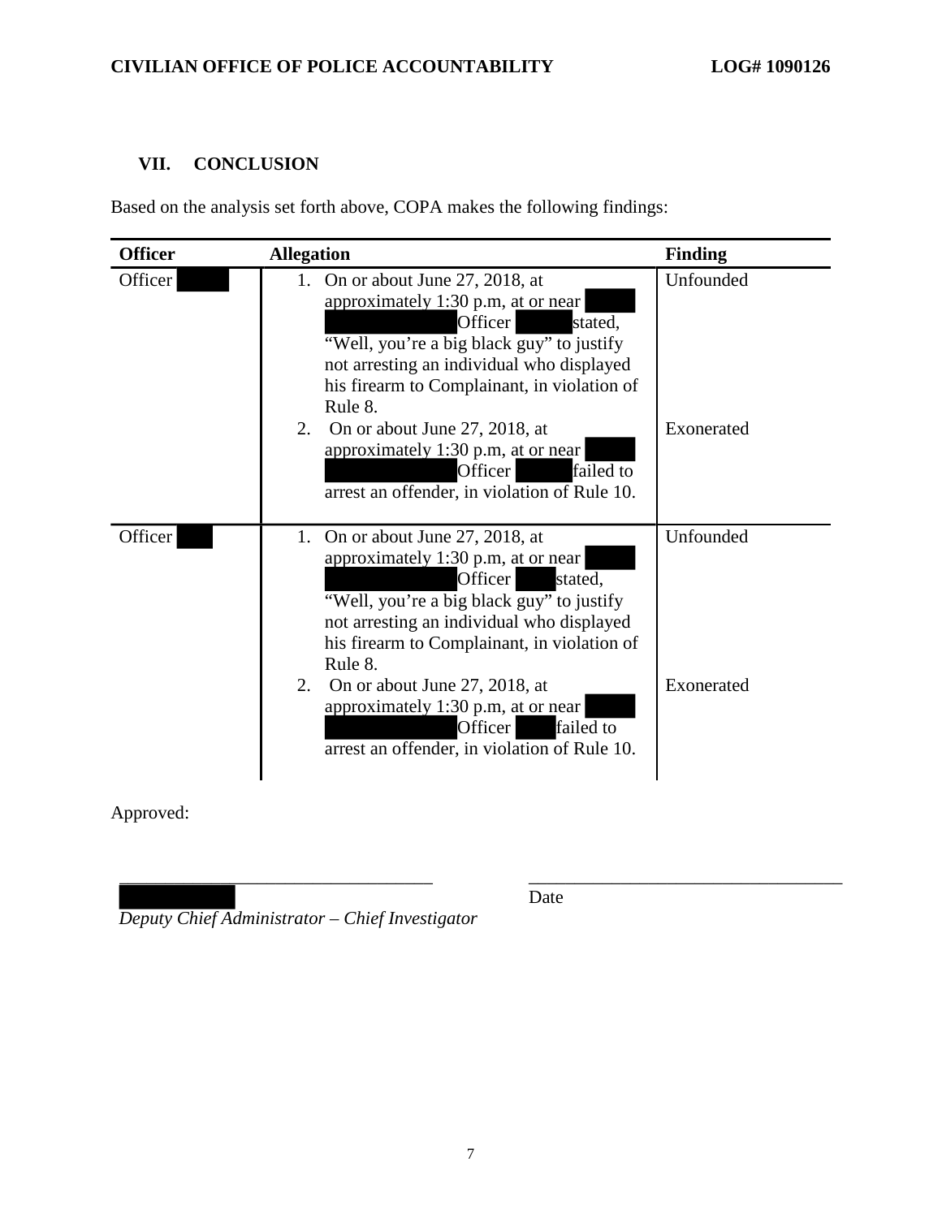## VII. CONCLUSION

Based on the analysis set forth above, COPA makes the following findings:

| Officer | Allegation | Finding |
|---|---|---|
| Officer | 1. On or about June 27, 2018, at approximately 1:30 p.m, at or near Officer stated, "Well, you're a big black guy" to justify not arresting an individual who displayed his firearm to Complainant, in violation of Rule 8. | Unfounded |
| | 2. On or about June 27, 2018, at approximately 1:30 p.m, at or near Officer failed to arrest an offender, in violation of Rule 10. | Exonerated |
| Officer | 1. On or about June 27, 2018, at approximately 1:30 p.m, at or near Officer stated, "Well, you're a big black guy" to justify not arresting an individual who displayed his firearm to Complainant, in violation of Rule 8. | Unfounded |
| | 2. On or about June 27, 2018, at approximately 1:30 p.m, at or near Officer failed to arrest an offender, in violation of Rule 10. | Exonerated |

Approved:

__________________________________ __________________________________

*Deputy Chief Administrator – Chief Investigator* Date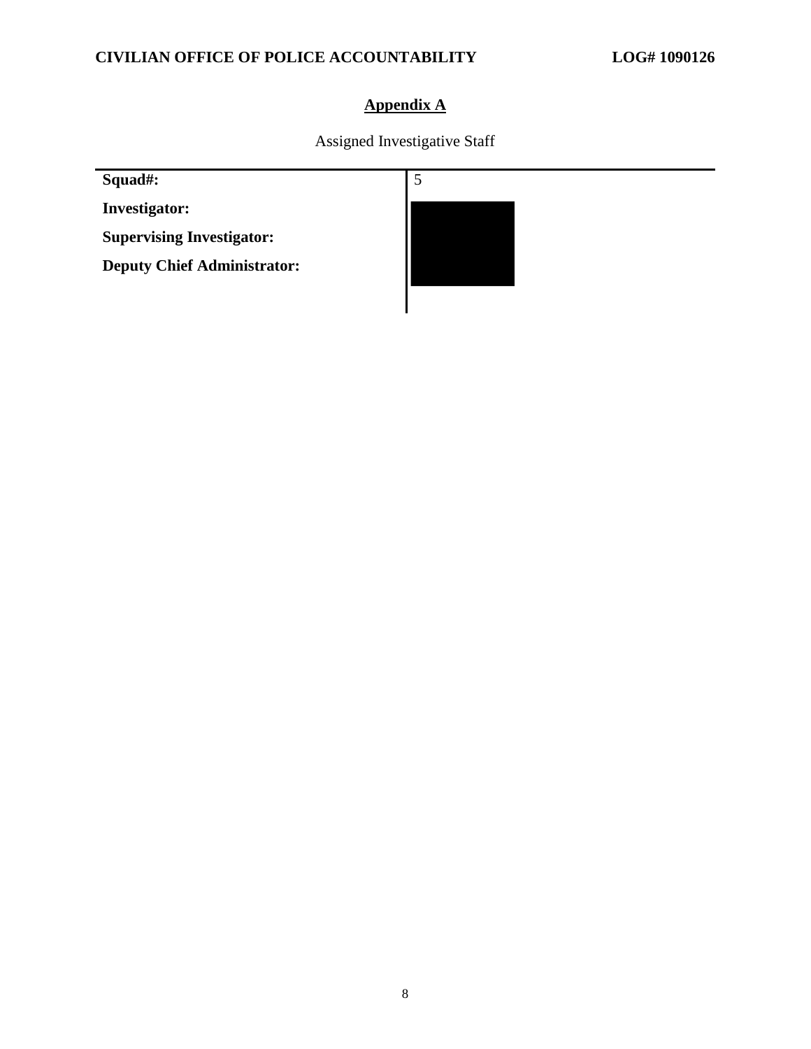## Appendix A

Assigned Investigative Staff

| | |
|---|---|
| **Squad#:** | 5 |
| **Investigator:** | |
| **Supervising Investigator:** | |
| **Deputy Chief Administrator:** | |